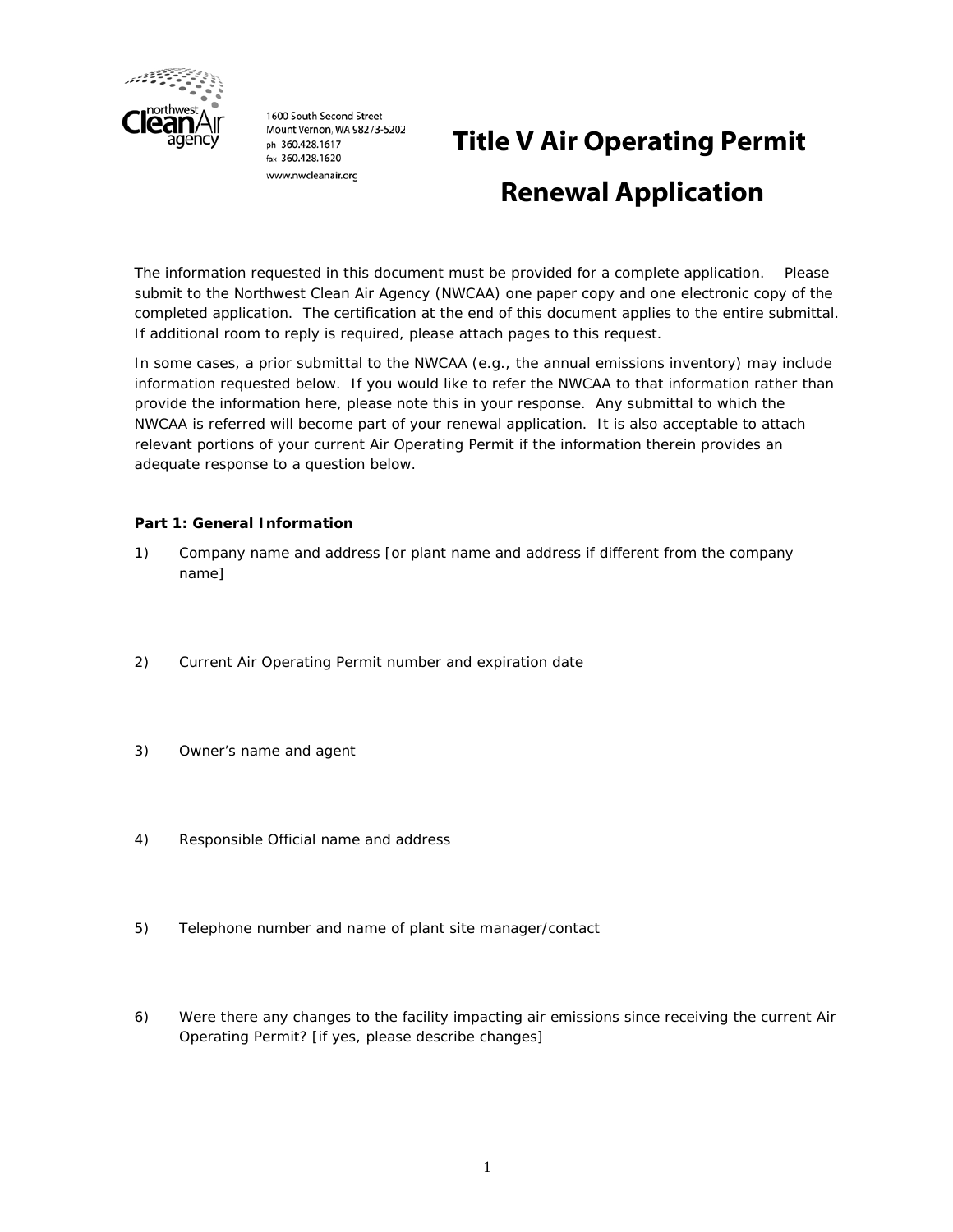1600 South Second Street
Mount Vernon, WA 98273-5202
ph 360.428.1617
fax 360.428.1620
www.nwcleanair.org

# Title V Air Operating Permit Renewal Application

The information requested in this document must be provided for a complete application. Please submit to the Northwest Clean Air Agency (NWCAA) one paper copy and one electronic copy of the completed application. The certification at the end of this document applies to the entire submittal. If additional room to reply is required, please attach pages to this request.

In some cases, a prior submittal to the NWCAA (e.g., the annual emissions inventory) may include information requested below. If you would like to refer the NWCAA to that information rather than provide the information here, please note this in your response. Any submittal to which the NWCAA is referred will become part of your renewal application. It is also acceptable to attach relevant portions of your current Air Operating Permit if the information therein provides an adequate response to a question below.

**Part 1: General Information**

1) Company name and address [or plant name and address if different from the company name]

2) Current Air Operating Permit number and expiration date

3) Owner's name and agent

4) Responsible Official name and address

5) Telephone number and name of plant site manager/contact

6) Were there any changes to the facility impacting air emissions since receiving the current Air Operating Permit? [if yes, please describe changes]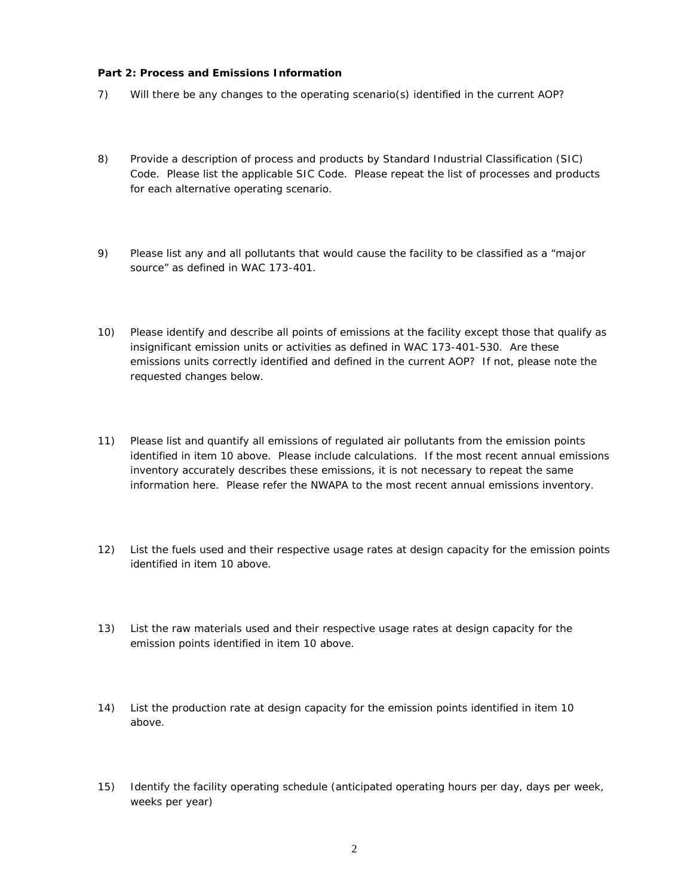**Part 2: Process and Emissions Information**

7) Will there be any changes to the operating scenario(s) identified in the current AOP?

8) Provide a description of process and products by Standard Industrial Classification (SIC) Code. Please list the applicable SIC Code. Please repeat the list of processes and products for each alternative operating scenario.

9) Please list any and all pollutants that would cause the facility to be classified as a "major source" as defined in WAC 173-401.

10) Please identify and describe all points of emissions at the facility except those that qualify as insignificant emission units or activities as defined in WAC 173-401-530. Are these emissions units correctly identified and defined in the current AOP? If not, please note the requested changes below.

11) Please list and quantify all emissions of regulated air pollutants from the emission points identified in item 10 above. Please include calculations. If the most recent annual emissions inventory accurately describes these emissions, it is not necessary to repeat the same information here. Please refer the NWAPA to the most recent annual emissions inventory.

12) List the fuels used and their respective usage rates at design capacity for the emission points identified in item 10 above.

13) List the raw materials used and their respective usage rates at design capacity for the emission points identified in item 10 above.

14) List the production rate at design capacity for the emission points identified in item 10 above.

15) Identify the facility operating schedule (anticipated operating hours per day, days per week, weeks per year)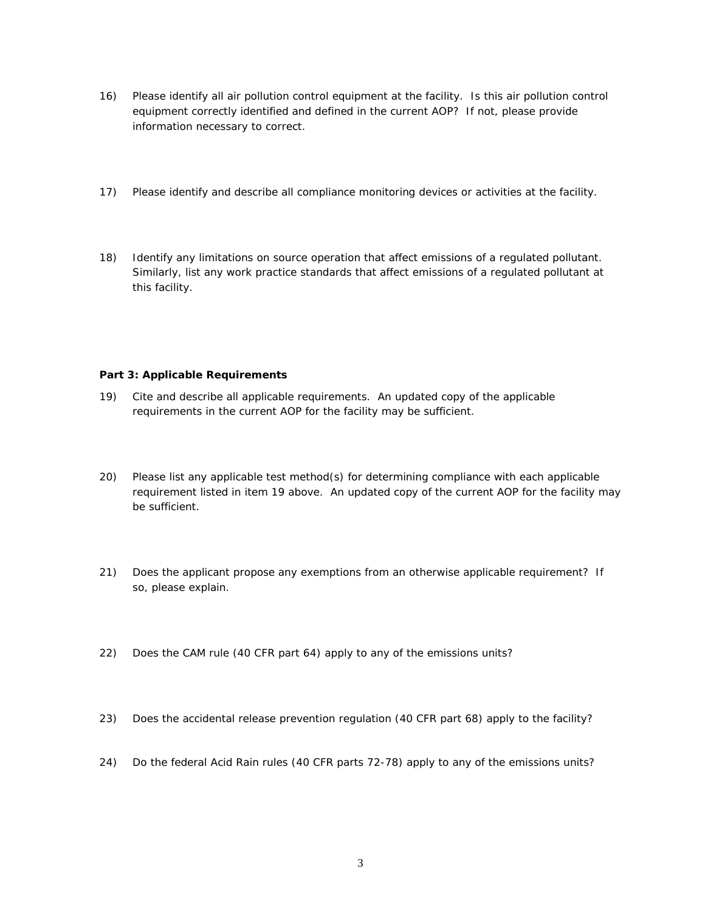16) Please identify all air pollution control equipment at the facility. Is this air pollution control equipment correctly identified and defined in the current AOP? If not, please provide information necessary to correct.

17) Please identify and describe all compliance monitoring devices or activities at the facility.

18) Identify any limitations on source operation that affect emissions of a regulated pollutant. Similarly, list any work practice standards that affect emissions of a regulated pollutant at this facility.

**Part 3: Applicable Requirements**

19) Cite and describe all applicable requirements. An updated copy of the applicable requirements in the current AOP for the facility may be sufficient.

20) Please list any applicable test method(s) for determining compliance with each applicable requirement listed in item 19 above. An updated copy of the current AOP for the facility may be sufficient.

21) Does the applicant propose any exemptions from an otherwise applicable requirement? If so, please explain.

22) Does the CAM rule (40 CFR part 64) apply to any of the emissions units?

23) Does the accidental release prevention regulation (40 CFR part 68) apply to the facility?

24) Do the federal Acid Rain rules (40 CFR parts 72-78) apply to any of the emissions units?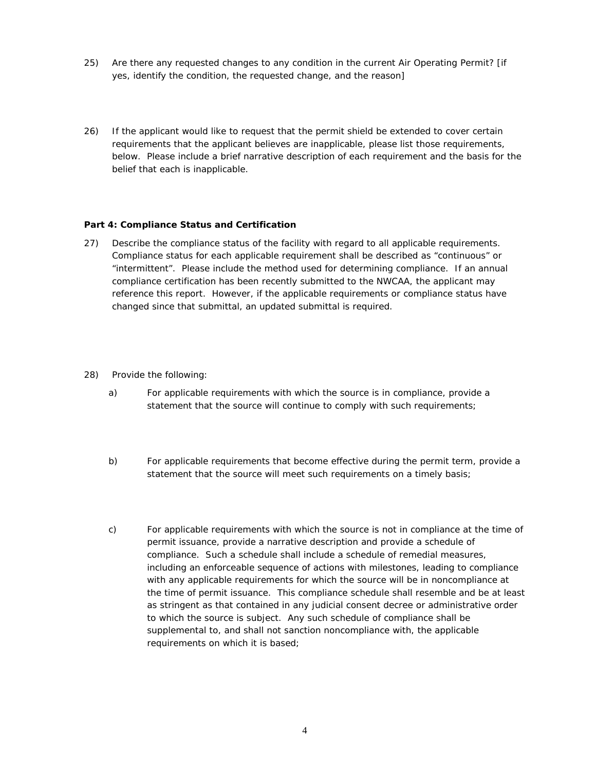25) Are there any requested changes to any condition in the current Air Operating Permit? [if yes, identify the condition, the requested change, and the reason]

26) If the applicant would like to request that the permit shield be extended to cover certain requirements that the applicant believes are inapplicable, please list those requirements, below. Please include a brief narrative description of each requirement and the basis for the belief that each is inapplicable.

**Part 4: Compliance Status and Certification**

27) Describe the compliance status of the facility with regard to all applicable requirements. Compliance status for each applicable requirement shall be described as "continuous" or "intermittent". Please include the method used for determining compliance. If an annual compliance certification has been recently submitted to the NWCAA, the applicant may reference this report. However, if the applicable requirements or compliance status have changed since that submittal, an updated submittal is required.

28) Provide the following:

a) For applicable requirements with which the source is in compliance, provide a statement that the source will continue to comply with such requirements;

b) For applicable requirements that become effective during the permit term, provide a statement that the source will meet such requirements on a timely basis;

c) For applicable requirements with which the source is not in compliance at the time of permit issuance, provide a narrative description and provide a schedule of compliance. Such a schedule shall include a schedule of remedial measures, including an enforceable sequence of actions with milestones, leading to compliance with any applicable requirements for which the source will be in noncompliance at the time of permit issuance. This compliance schedule shall resemble and be at least as stringent as that contained in any judicial consent decree or administrative order to which the source is subject. Any such schedule of compliance shall be supplemental to, and shall not sanction noncompliance with, the applicable requirements on which it is based;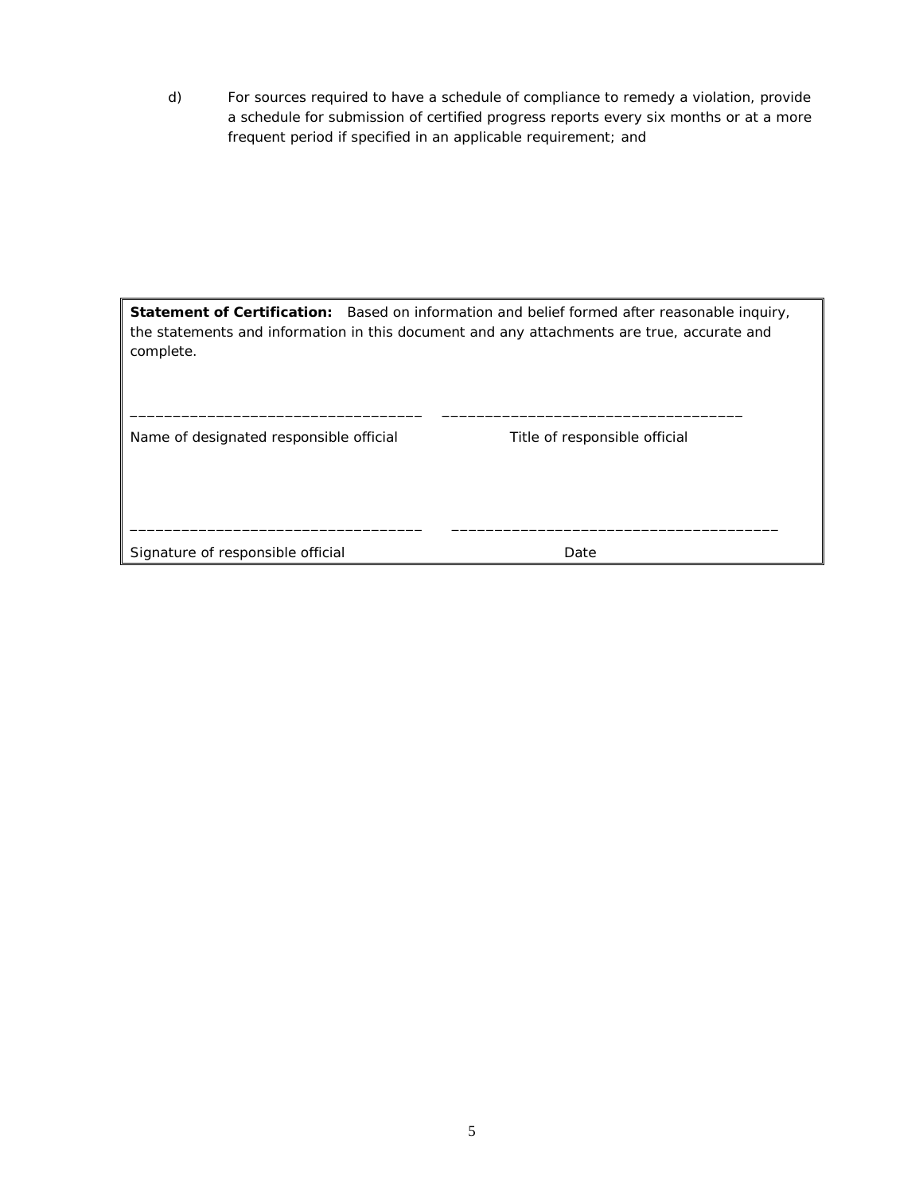d) For sources required to have a schedule of compliance to remedy a violation, provide a schedule for submission of certified progress reports every six months or at a more frequent period if specified in an applicable requirement; and

**Statement of Certification:** Based on information and belief formed after reasonable inquiry, the statements and information in this document and any attachments are true, accurate and complete.

| | |
|---|---|
| ___________________________________ | ____________________________________ |
| Name of designated responsible official | Title of responsible official |
| ___________________________________ | ______________________________________ |
| Signature of responsible official | Date |